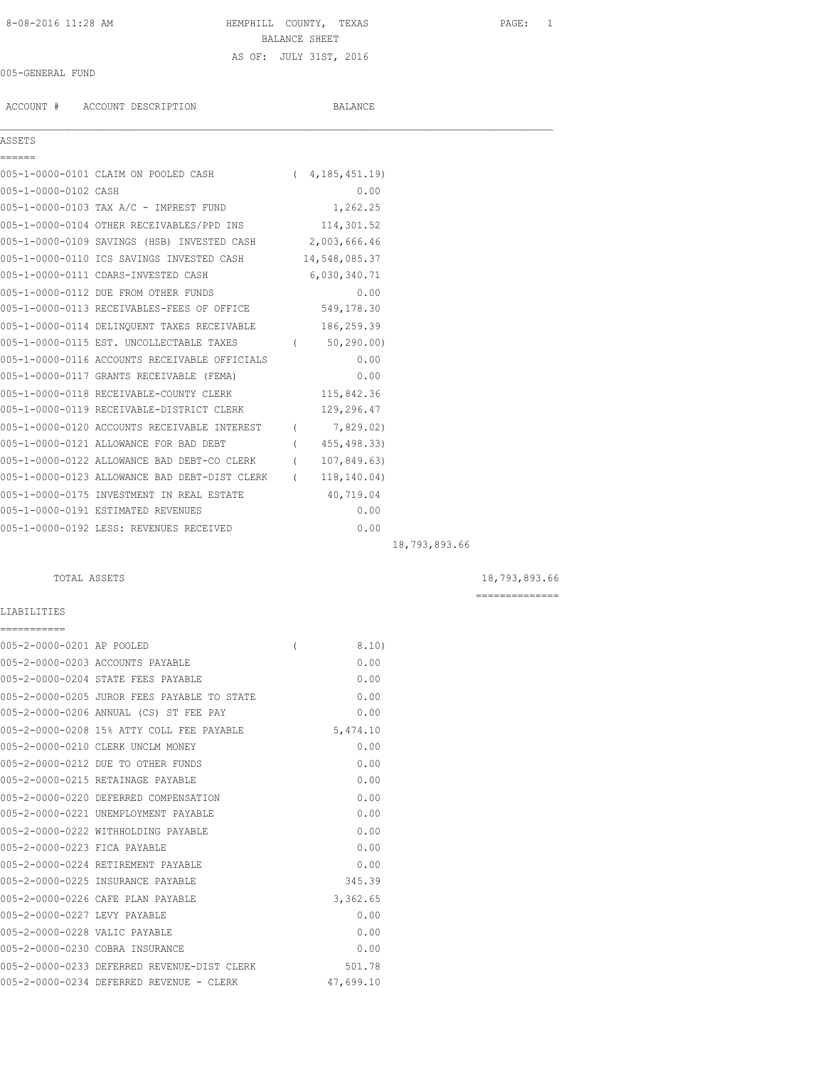HEMPHILL COUNTY, TEXAS

BALANCE SHEET

AS OF: JULY 31ST, 2016

005-GENERAL FUND

| ACCOUNT # | ACCOUNT DESCRIPTION | BALANCE | | |
|---|---|---|---|---|
| **ASSETS** | | | | |
| 005-1-0000-0101 | CLAIM ON POOLED CASH | ( 4,185,451.19) | | |
| 005-1-0000-0102 | CASH | 0.00 | | |
| 005-1-0000-0103 | TAX A/C - IMPREST FUND | 1,262.25 | | |
| 005-1-0000-0104 | OTHER RECEIVABLES/PPD INS | 114,301.52 | | |
| 005-1-0000-0109 | SAVINGS (HSB) INVESTED CASH | 2,003,666.46 | | |
| 005-1-0000-0110 | ICS SAVINGS INVESTED CASH | 14,548,085.37 | | |
| 005-1-0000-0111 | CDARS-INVESTED CASH | 6,030,340.71 | | |
| 005-1-0000-0112 | DUE FROM OTHER FUNDS | 0.00 | | |
| 005-1-0000-0113 | RECEIVABLES-FEES OF OFFICE | 549,178.30 | | |
| 005-1-0000-0114 | DELINQUENT TAXES RECEIVABLE | 186,259.39 | | |
| 005-1-0000-0115 | EST. UNCOLLECTABLE TAXES | ( 50,290.00) | | |
| 005-1-0000-0116 | ACCOUNTS RECEIVABLE OFFICIALS | 0.00 | | |
| 005-1-0000-0117 | GRANTS RECEIVABLE (FEMA) | 0.00 | | |
| 005-1-0000-0118 | RECEIVABLE-COUNTY CLERK | 115,842.36 | | |
| 005-1-0000-0119 | RECEIVABLE-DISTRICT CLERK | 129,296.47 | | |
| 005-1-0000-0120 | ACCOUNTS RECEIVABLE INTEREST | ( 7,829.02) | | |
| 005-1-0000-0121 | ALLOWANCE FOR BAD DEBT | ( 455,498.33) | | |
| 005-1-0000-0122 | ALLOWANCE BAD DEBT-CO CLERK | ( 107,849.63) | | |
| 005-1-0000-0123 | ALLOWANCE BAD DEBT-DIST CLERK | ( 118,140.04) | | |
| 005-1-0000-0175 | INVESTMENT IN REAL ESTATE | 40,719.04 | | |
| 005-1-0000-0191 | ESTIMATED REVENUES | 0.00 | | |
| 005-1-0000-0192 | LESS: REVENUES RECEIVED | 0.00 | | |
| | | | 18,793,893.66 | |
| | TOTAL ASSETS | | | 18,793,893.66 |
| **LIABILITIES** | | | | |
| 005-2-0000-0201 | AP POOLED | ( 8.10) | | |
| 005-2-0000-0203 | ACCOUNTS PAYABLE | 0.00 | | |
| 005-2-0000-0204 | STATE FEES PAYABLE | 0.00 | | |
| 005-2-0000-0205 | JUROR FEES PAYABLE TO STATE | 0.00 | | |
| 005-2-0000-0206 | ANNUAL (CS) ST FEE PAY | 0.00 | | |
| 005-2-0000-0208 | 15% ATTY COLL FEE PAYABLE | 5,474.10 | | |
| 005-2-0000-0210 | CLERK UNCLM MONEY | 0.00 | | |
| 005-2-0000-0212 | DUE TO OTHER FUNDS | 0.00 | | |
| 005-2-0000-0215 | RETAINAGE PAYABLE | 0.00 | | |
| 005-2-0000-0220 | DEFERRED COMPENSATION | 0.00 | | |
| 005-2-0000-0221 | UNEMPLOYMENT PAYABLE | 0.00 | | |
| 005-2-0000-0222 | WITHHOLDING PAYABLE | 0.00 | | |
| 005-2-0000-0223 | FICA PAYABLE | 0.00 | | |
| 005-2-0000-0224 | RETIREMENT PAYABLE | 0.00 | | |
| 005-2-0000-0225 | INSURANCE PAYABLE | 345.39 | | |
| 005-2-0000-0226 | CAFE PLAN PAYABLE | 3,362.65 | | |
| 005-2-0000-0227 | LEVY PAYABLE | 0.00 | | |
| 005-2-0000-0228 | VALIC PAYABLE | 0.00 | | |
| 005-2-0000-0230 | COBRA INSURANCE | 0.00 | | |
| 005-2-0000-0233 | DEFERRED REVENUE-DIST CLERK | 501.78 | | |
| 005-2-0000-0234 | DEFERRED REVENUE - CLERK | 47,699.10 | | |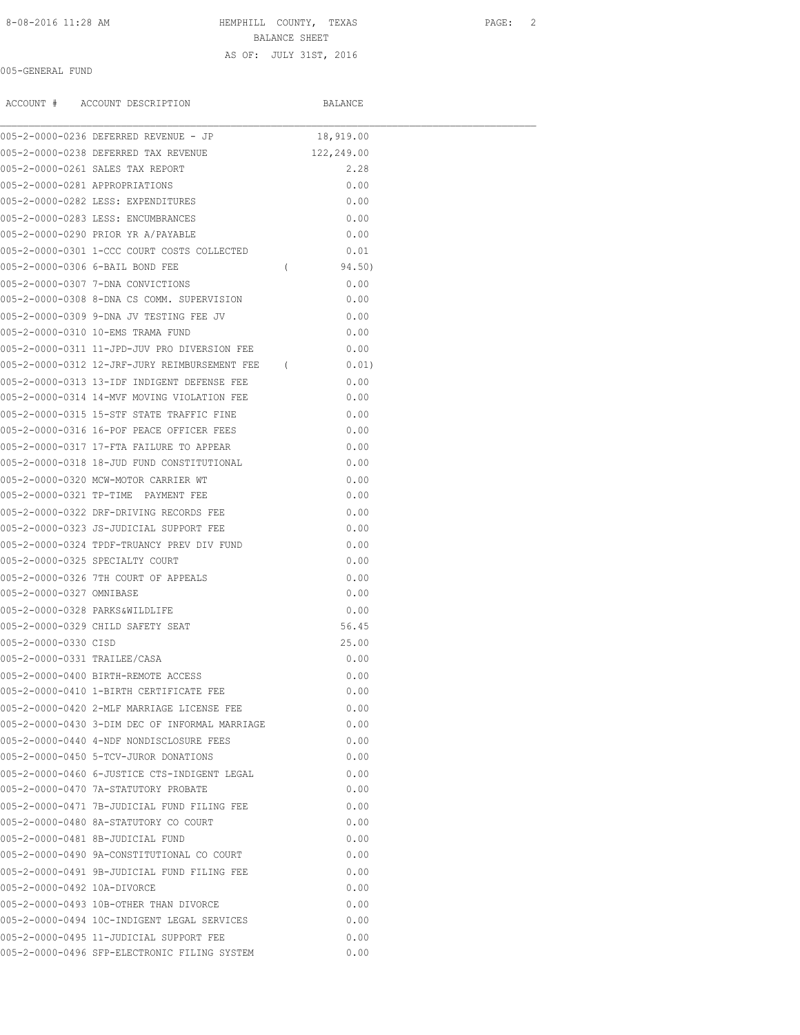HEMPHILL COUNTY, TEXAS

BALANCE SHEET

AS OF: JULY 31ST, 2016

005-GENERAL FUND

| ACCOUNT # | ACCOUNT DESCRIPTION | BALANCE |
|---|---|---|
| 005-2-0000-0236 | DEFERRED REVENUE - JP | 18,919.00 |
| 005-2-0000-0238 | DEFERRED TAX REVENUE | 122,249.00 |
| 005-2-0000-0261 | SALES TAX REPORT | 2.28 |
| 005-2-0000-0281 | APPROPRIATIONS | 0.00 |
| 005-2-0000-0282 | LESS: EXPENDITURES | 0.00 |
| 005-2-0000-0283 | LESS: ENCUMBRANCES | 0.00 |
| 005-2-0000-0290 | PRIOR YR A/PAYABLE | 0.00 |
| 005-2-0000-0301 | 1-CCC COURT COSTS COLLECTED | 0.01 |
| 005-2-0000-0306 | 6-BAIL BOND FEE | ( 94.50) |
| 005-2-0000-0307 | 7-DNA CONVICTIONS | 0.00 |
| 005-2-0000-0308 | 8-DNA CS COMM. SUPERVISION | 0.00 |
| 005-2-0000-0309 | 9-DNA JV TESTING FEE JV | 0.00 |
| 005-2-0000-0310 | 10-EMS TRAMA FUND | 0.00 |
| 005-2-0000-0311 | 11-JPD-JUV PRO DIVERSION FEE | 0.00 |
| 005-2-0000-0312 | 12-JRF-JURY REIMBURSEMENT FEE | ( 0.01) |
| 005-2-0000-0313 | 13-IDF INDIGENT DEFENSE FEE | 0.00 |
| 005-2-0000-0314 | 14-MVF MOVING VIOLATION FEE | 0.00 |
| 005-2-0000-0315 | 15-STF STATE TRAFFIC FINE | 0.00 |
| 005-2-0000-0316 | 16-POF PEACE OFFICER FEES | 0.00 |
| 005-2-0000-0317 | 17-FTA FAILURE TO APPEAR | 0.00 |
| 005-2-0000-0318 | 18-JUD FUND CONSTITUTIONAL | 0.00 |
| 005-2-0000-0320 | MCW-MOTOR CARRIER WT | 0.00 |
| 005-2-0000-0321 | TP-TIME PAYMENT FEE | 0.00 |
| 005-2-0000-0322 | DRF-DRIVING RECORDS FEE | 0.00 |
| 005-2-0000-0323 | JS-JUDICIAL SUPPORT FEE | 0.00 |
| 005-2-0000-0324 | TPDF-TRUANCY PREV DIV FUND | 0.00 |
| 005-2-0000-0325 | SPECIALTY COURT | 0.00 |
| 005-2-0000-0326 | 7TH COURT OF APPEALS | 0.00 |
| 005-2-0000-0327 | OMNIBASE | 0.00 |
| 005-2-0000-0328 | PARKS&WILDLIFE | 0.00 |
| 005-2-0000-0329 | CHILD SAFETY SEAT | 56.45 |
| 005-2-0000-0330 | CISD | 25.00 |
| 005-2-0000-0331 | TRAILEE/CASA | 0.00 |
| 005-2-0000-0400 | BIRTH-REMOTE ACCESS | 0.00 |
| 005-2-0000-0410 | 1-BIRTH CERTIFICATE FEE | 0.00 |
| 005-2-0000-0420 | 2-MLF MARRIAGE LICENSE FEE | 0.00 |
| 005-2-0000-0430 | 3-DIM DEC OF INFORMAL MARRIAGE | 0.00 |
| 005-2-0000-0440 | 4-NDF NONDISCLOSURE FEES | 0.00 |
| 005-2-0000-0450 | 5-TCV-JUROR DONATIONS | 0.00 |
| 005-2-0000-0460 | 6-JUSTICE CTS-INDIGENT LEGAL | 0.00 |
| 005-2-0000-0470 | 7A-STATUTORY PROBATE | 0.00 |
| 005-2-0000-0471 | 7B-JUDICIAL FUND FILING FEE | 0.00 |
| 005-2-0000-0480 | 8A-STATUTORY CO COURT | 0.00 |
| 005-2-0000-0481 | 8B-JUDICIAL FUND | 0.00 |
| 005-2-0000-0490 | 9A-CONSTITUTIONAL CO COURT | 0.00 |
| 005-2-0000-0491 | 9B-JUDICIAL FUND FILING FEE | 0.00 |
| 005-2-0000-0492 | 10A-DIVORCE | 0.00 |
| 005-2-0000-0493 | 10B-OTHER THAN DIVORCE | 0.00 |
| 005-2-0000-0494 | 10C-INDIGENT LEGAL SERVICES | 0.00 |
| 005-2-0000-0495 | 11-JUDICIAL SUPPORT FEE | 0.00 |
| 005-2-0000-0496 | SFP-ELECTRONIC FILING SYSTEM | 0.00 |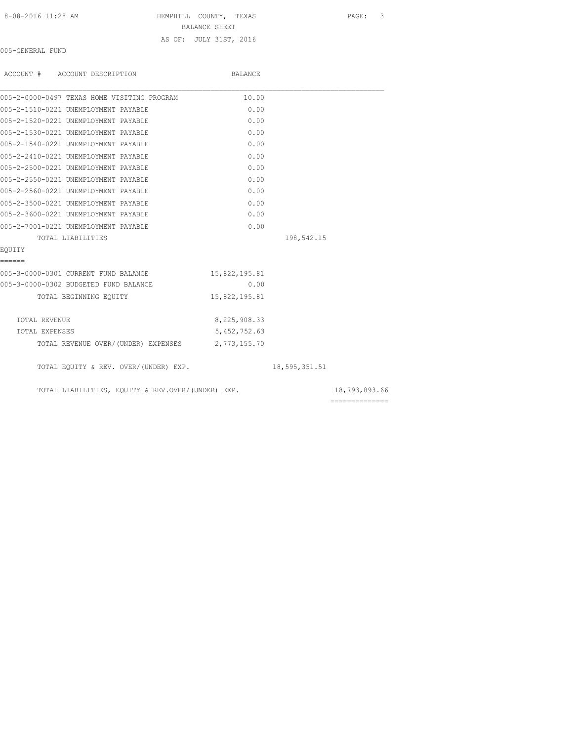HEMPHILL COUNTY, TEXAS
BALANCE SHEET
AS OF: JULY 31ST, 2016

005-GENERAL FUND

| ACCOUNT # ACCOUNT DESCRIPTION | BALANCE | | |
|---|---|---|---|
| 005-2-0000-0497 TEXAS HOME VISITING PROGRAM | 10.00 | | |
| 005-2-1510-0221 UNEMPLOYMENT PAYABLE | 0.00 | | |
| 005-2-1520-0221 UNEMPLOYMENT PAYABLE | 0.00 | | |
| 005-2-1530-0221 UNEMPLOYMENT PAYABLE | 0.00 | | |
| 005-2-1540-0221 UNEMPLOYMENT PAYABLE | 0.00 | | |
| 005-2-2410-0221 UNEMPLOYMENT PAYABLE | 0.00 | | |
| 005-2-2500-0221 UNEMPLOYMENT PAYABLE | 0.00 | | |
| 005-2-2550-0221 UNEMPLOYMENT PAYABLE | 0.00 | | |
| 005-2-2560-0221 UNEMPLOYMENT PAYABLE | 0.00 | | |
| 005-2-3500-0221 UNEMPLOYMENT PAYABLE | 0.00 | | |
| 005-2-3600-0221 UNEMPLOYMENT PAYABLE | 0.00 | | |
| 005-2-7001-0221 UNEMPLOYMENT PAYABLE | 0.00 | | |
| TOTAL LIABILITIES | | 198,542.15 | |
| **EQUITY** | | | |
| 005-3-0000-0301 CURRENT FUND BALANCE | 15,822,195.81 | | |
| 005-3-0000-0302 BUDGETED FUND BALANCE | 0.00 | | |
| TOTAL BEGINNING EQUITY | 15,822,195.81 | | |
| TOTAL REVENUE | 8,225,908.33 | | |
| TOTAL EXPENSES | 5,452,752.63 | | |
| TOTAL REVENUE OVER/(UNDER) EXPENSES | 2,773,155.70 | | |
| TOTAL EQUITY & REV. OVER/(UNDER) EXP. | | 18,595,351.51 | |
| TOTAL LIABILITIES, EQUITY & REV.OVER/(UNDER) EXP. | | | 18,793,893.66 |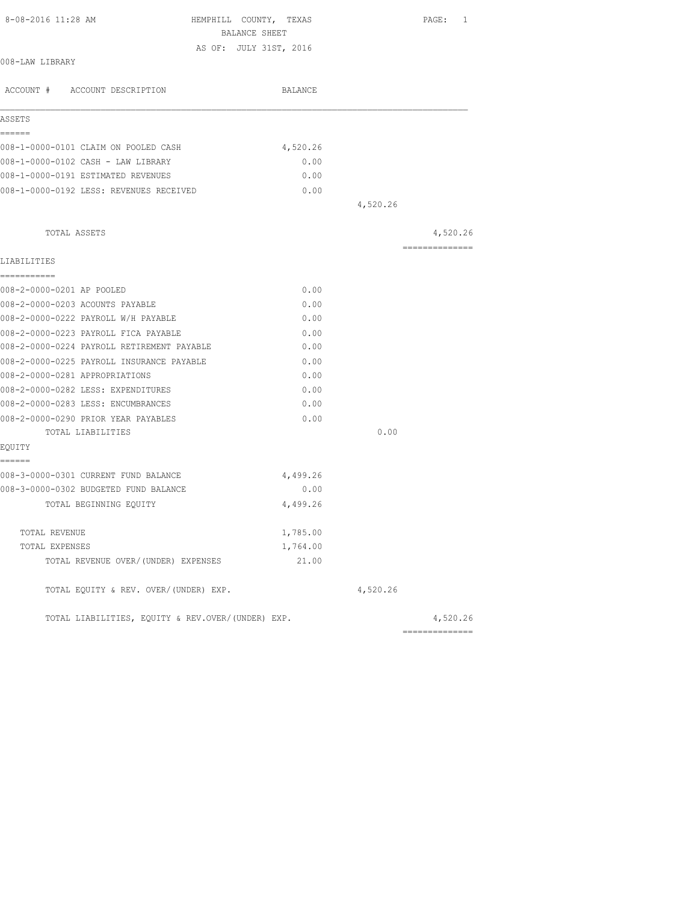8-08-2016 11:28 AM HEMPHILL COUNTY, TEXAS

BALANCE SHEET

AS OF: JULY 31ST, 2016

008-LAW LIBRARY

| ACCOUNT # ACCOUNT DESCRIPTION | BALANCE | | |
|---|---|---|---|
| **ASSETS** | | | |
| 008-1-0000-0101 CLAIM ON POOLED CASH | 4,520.26 | | |
| 008-1-0000-0102 CASH - LAW LIBRARY | 0.00 | | |
| 008-1-0000-0191 ESTIMATED REVENUES | 0.00 | | |
| 008-1-0000-0192 LESS: REVENUES RECEIVED | 0.00 | | |
| | | 4,520.26 | |
| TOTAL ASSETS | | | 4,520.26 |
| **LIABILITIES** | | | |
| 008-2-0000-0201 AP POOLED | 0.00 | | |
| 008-2-0000-0203 ACOUNTS PAYABLE | 0.00 | | |
| 008-2-0000-0222 PAYROLL W/H PAYABLE | 0.00 | | |
| 008-2-0000-0223 PAYROLL FICA PAYABLE | 0.00 | | |
| 008-2-0000-0224 PAYROLL RETIREMENT PAYABLE | 0.00 | | |
| 008-2-0000-0225 PAYROLL INSURANCE PAYABLE | 0.00 | | |
| 008-2-0000-0281 APPROPRIATIONS | 0.00 | | |
| 008-2-0000-0282 LESS: EXPENDITURES | 0.00 | | |
| 008-2-0000-0283 LESS: ENCUMBRANCES | 0.00 | | |
| 008-2-0000-0290 PRIOR YEAR PAYABLES | 0.00 | | |
| TOTAL LIABILITIES | | 0.00 | |
| **EQUITY** | | | |
| 008-3-0000-0301 CURRENT FUND BALANCE | 4,499.26 | | |
| 008-3-0000-0302 BUDGETED FUND BALANCE | 0.00 | | |
| TOTAL BEGINNING EQUITY | 4,499.26 | | |
| TOTAL REVENUE | 1,785.00 | | |
| TOTAL EXPENSES | 1,764.00 | | |
| TOTAL REVENUE OVER/(UNDER) EXPENSES | 21.00 | | |
| TOTAL EQUITY & REV. OVER/(UNDER) EXP. | | 4,520.26 | |
| TOTAL LIABILITIES, EQUITY & REV.OVER/(UNDER) EXP. | | | 4,520.26 |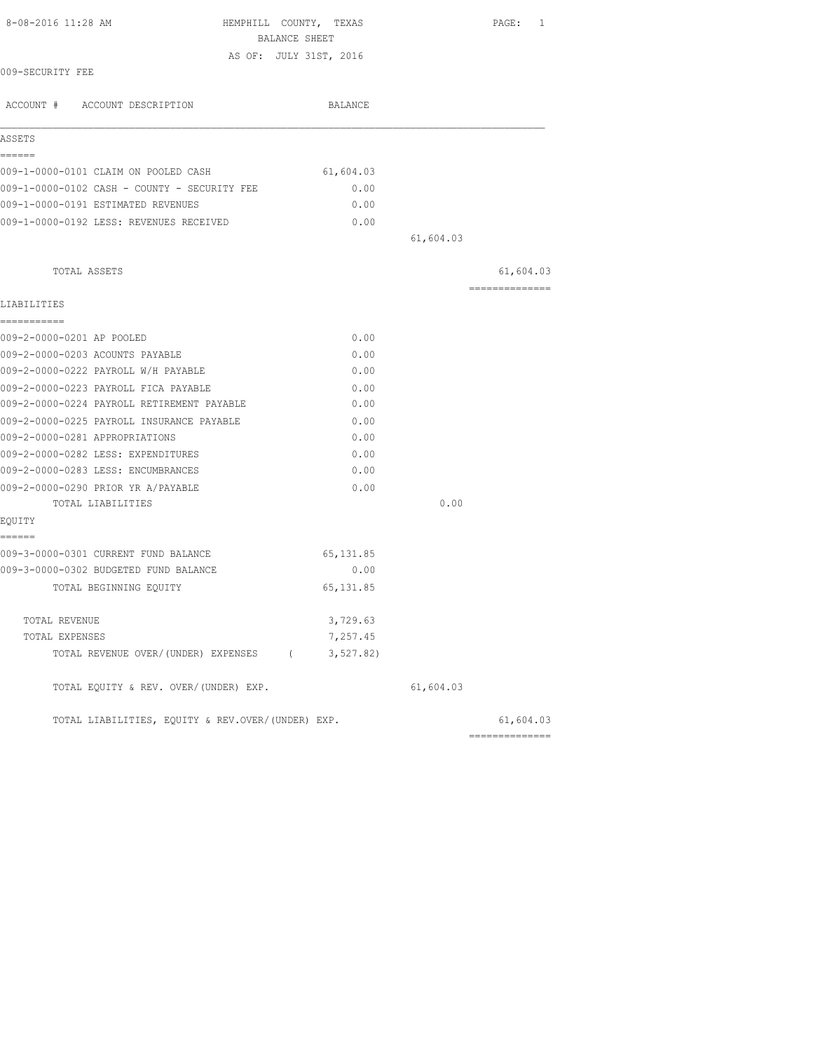8-08-2016 11:28 AM HEMPHILL COUNTY, TEXAS

BALANCE SHEET

AS OF: JULY 31ST, 2016

009-SECURITY FEE

| ACCOUNT # ACCOUNT DESCRIPTION | BALANCE | | |
|---|---|---|---|
| **ASSETS** | | | |
| 009-1-0000-0101 CLAIM ON POOLED CASH | 61,604.03 | | |
| 009-1-0000-0102 CASH - COUNTY - SECURITY FEE | 0.00 | | |
| 009-1-0000-0191 ESTIMATED REVENUES | 0.00 | | |
| 009-1-0000-0192 LESS: REVENUES RECEIVED | 0.00 | | |
| | | 61,604.03 | |
| TOTAL ASSETS | | | 61,604.03 |
| **LIABILITIES** | | | |
| 009-2-0000-0201 AP POOLED | 0.00 | | |
| 009-2-0000-0203 ACOUNTS PAYABLE | 0.00 | | |
| 009-2-0000-0222 PAYROLL W/H PAYABLE | 0.00 | | |
| 009-2-0000-0223 PAYROLL FICA PAYABLE | 0.00 | | |
| 009-2-0000-0224 PAYROLL RETIREMENT PAYABLE | 0.00 | | |
| 009-2-0000-0225 PAYROLL INSURANCE PAYABLE | 0.00 | | |
| 009-2-0000-0281 APPROPRIATIONS | 0.00 | | |
| 009-2-0000-0282 LESS: EXPENDITURES | 0.00 | | |
| 009-2-0000-0283 LESS: ENCUMBRANCES | 0.00 | | |
| 009-2-0000-0290 PRIOR YR A/PAYABLE | 0.00 | | |
| TOTAL LIABILITIES | | 0.00 | |
| **EQUITY** | | | |
| 009-3-0000-0301 CURRENT FUND BALANCE | 65,131.85 | | |
| 009-3-0000-0302 BUDGETED FUND BALANCE | 0.00 | | |
| TOTAL BEGINNING EQUITY | 65,131.85 | | |
| TOTAL REVENUE | 3,729.63 | | |
| TOTAL EXPENSES | 7,257.45 | | |
| TOTAL REVENUE OVER/(UNDER) EXPENSES | ( 3,527.82) | | |
| TOTAL EQUITY & REV. OVER/(UNDER) EXP. | | 61,604.03 | |
| TOTAL LIABILITIES, EQUITY & REV.OVER/(UNDER) EXP. | | | 61,604.03 |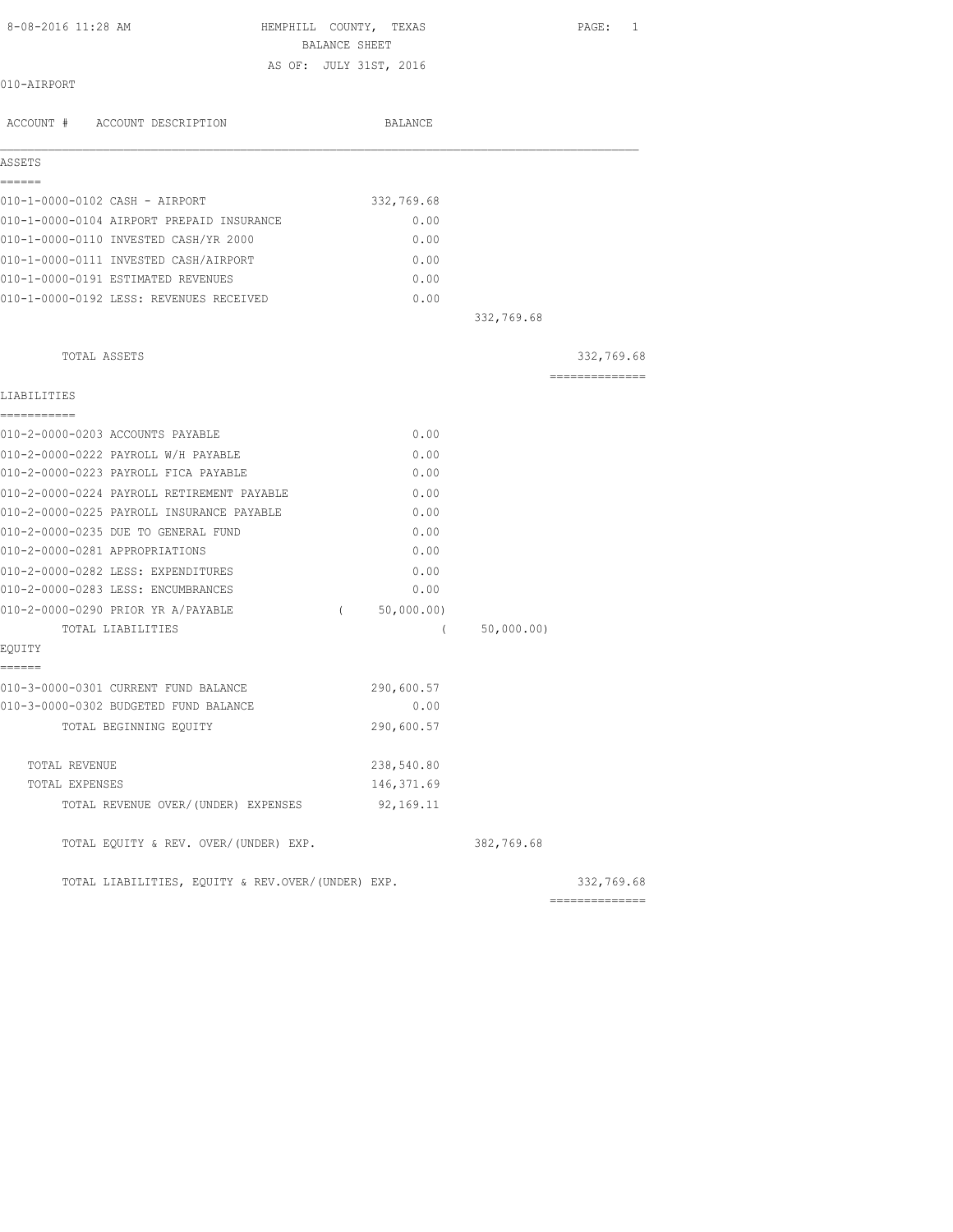HEMPHILL COUNTY, TEXAS
BALANCE SHEET
AS OF: JULY 31ST, 2016

010-AIRPORT

| ACCOUNT # ACCOUNT DESCRIPTION | BALANCE | | |
|---|---|---|---|
| **ASSETS** | | | |
| 010-1-0000-0102 CASH - AIRPORT | 332,769.68 | | |
| 010-1-0000-0104 AIRPORT PREPAID INSURANCE | 0.00 | | |
| 010-1-0000-0110 INVESTED CASH/YR 2000 | 0.00 | | |
| 010-1-0000-0111 INVESTED CASH/AIRPORT | 0.00 | | |
| 010-1-0000-0191 ESTIMATED REVENUES | 0.00 | | |
| 010-1-0000-0192 LESS: REVENUES RECEIVED | 0.00 | | |
| | | 332,769.68 | |
| TOTAL ASSETS | | | 332,769.68 |
| **LIABILITIES** | | | |
| 010-2-0000-0203 ACCOUNTS PAYABLE | 0.00 | | |
| 010-2-0000-0222 PAYROLL W/H PAYABLE | 0.00 | | |
| 010-2-0000-0223 PAYROLL FICA PAYABLE | 0.00 | | |
| 010-2-0000-0224 PAYROLL RETIREMENT PAYABLE | 0.00 | | |
| 010-2-0000-0225 PAYROLL INSURANCE PAYABLE | 0.00 | | |
| 010-2-0000-0235 DUE TO GENERAL FUND | 0.00 | | |
| 010-2-0000-0281 APPROPRIATIONS | 0.00 | | |
| 010-2-0000-0282 LESS: EXPENDITURES | 0.00 | | |
| 010-2-0000-0283 LESS: ENCUMBRANCES | 0.00 | | |
| 010-2-0000-0290 PRIOR YR A/PAYABLE | ( 50,000.00) | | |
| TOTAL LIABILITIES | | ( 50,000.00) | |
| **EQUITY** | | | |
| 010-3-0000-0301 CURRENT FUND BALANCE | 290,600.57 | | |
| 010-3-0000-0302 BUDGETED FUND BALANCE | 0.00 | | |
| TOTAL BEGINNING EQUITY | 290,600.57 | | |
| TOTAL REVENUE | 238,540.80 | | |
| TOTAL EXPENSES | 146,371.69 | | |
| TOTAL REVENUE OVER/(UNDER) EXPENSES | 92,169.11 | | |
| TOTAL EQUITY & REV. OVER/(UNDER) EXP. | | 382,769.68 | |
| TOTAL LIABILITIES, EQUITY & REV.OVER/(UNDER) EXP. | | | 332,769.68 |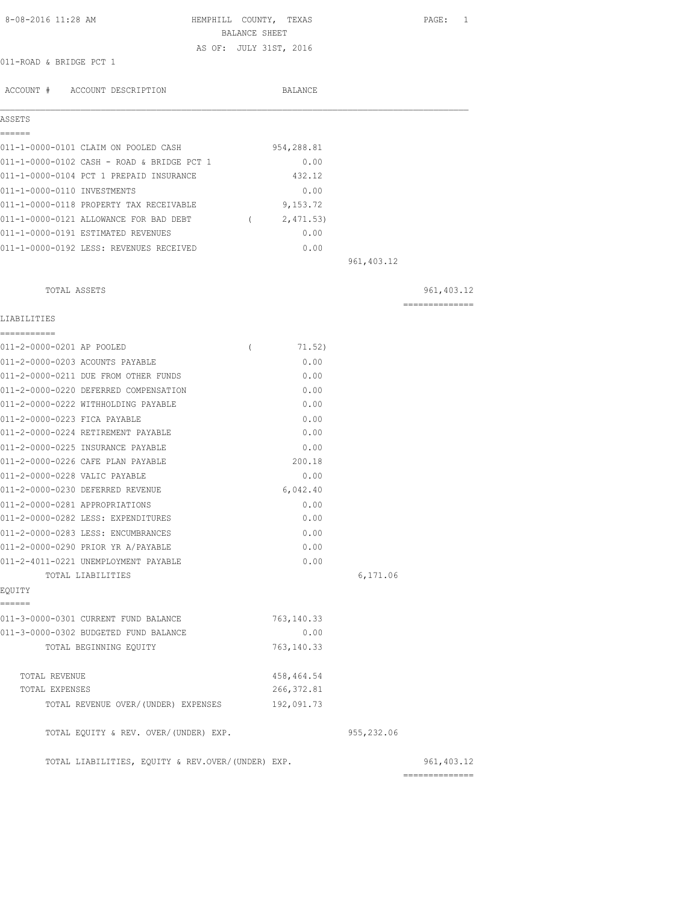8-08-2016 11:28 AM

# HEMPHILL COUNTY, TEXAS
## BALANCE SHEET
### AS OF: JULY 31ST, 2016

011-ROAD & BRIDGE PCT 1

| ACCOUNT # ACCOUNT DESCRIPTION | BALANCE | | |
|---|---|---|---|
| **ASSETS** | | | |
| 011-1-0000-0101 CLAIM ON POOLED CASH | 954,288.81 | | |
| 011-1-0000-0102 CASH - ROAD & BRIDGE PCT 1 | 0.00 | | |
| 011-1-0000-0104 PCT 1 PREPAID INSURANCE | 432.12 | | |
| 011-1-0000-0110 INVESTMENTS | 0.00 | | |
| 011-1-0000-0118 PROPERTY TAX RECEIVABLE | 9,153.72 | | |
| 011-1-0000-0121 ALLOWANCE FOR BAD DEBT | ( 2,471.53) | | |
| 011-1-0000-0191 ESTIMATED REVENUES | 0.00 | | |
| 011-1-0000-0192 LESS: REVENUES RECEIVED | 0.00 | | |
| | | 961,403.12 | |
| TOTAL ASSETS | | | 961,403.12 |
| **LIABILITIES** | | | |
| 011-2-0000-0201 AP POOLED | ( 71.52) | | |
| 011-2-0000-0203 ACOUNTS PAYABLE | 0.00 | | |
| 011-2-0000-0211 DUE FROM OTHER FUNDS | 0.00 | | |
| 011-2-0000-0220 DEFERRED COMPENSATION | 0.00 | | |
| 011-2-0000-0222 WITHHOLDING PAYABLE | 0.00 | | |
| 011-2-0000-0223 FICA PAYABLE | 0.00 | | |
| 011-2-0000-0224 RETIREMENT PAYABLE | 0.00 | | |
| 011-2-0000-0225 INSURANCE PAYABLE | 0.00 | | |
| 011-2-0000-0226 CAFE PLAN PAYABLE | 200.18 | | |
| 011-2-0000-0228 VALIC PAYABLE | 0.00 | | |
| 011-2-0000-0230 DEFERRED REVENUE | 6,042.40 | | |
| 011-2-0000-0281 APPROPRIATIONS | 0.00 | | |
| 011-2-0000-0282 LESS: EXPENDITURES | 0.00 | | |
| 011-2-0000-0283 LESS: ENCUMBRANCES | 0.00 | | |
| 011-2-0000-0290 PRIOR YR A/PAYABLE | 0.00 | | |
| 011-2-4011-0221 UNEMPLOYMENT PAYABLE | 0.00 | | |
| TOTAL LIABILITIES | | 6,171.06 | |
| **EQUITY** | | | |
| 011-3-0000-0301 CURRENT FUND BALANCE | 763,140.33 | | |
| 011-3-0000-0302 BUDGETED FUND BALANCE | 0.00 | | |
| TOTAL BEGINNING EQUITY | 763,140.33 | | |
| TOTAL REVENUE | 458,464.54 | | |
| TOTAL EXPENSES | 266,372.81 | | |
| TOTAL REVENUE OVER/(UNDER) EXPENSES | 192,091.73 | | |
| TOTAL EQUITY & REV. OVER/(UNDER) EXP. | | 955,232.06 | |
| TOTAL LIABILITIES, EQUITY & REV.OVER/(UNDER) EXP. | | | 961,403.12 |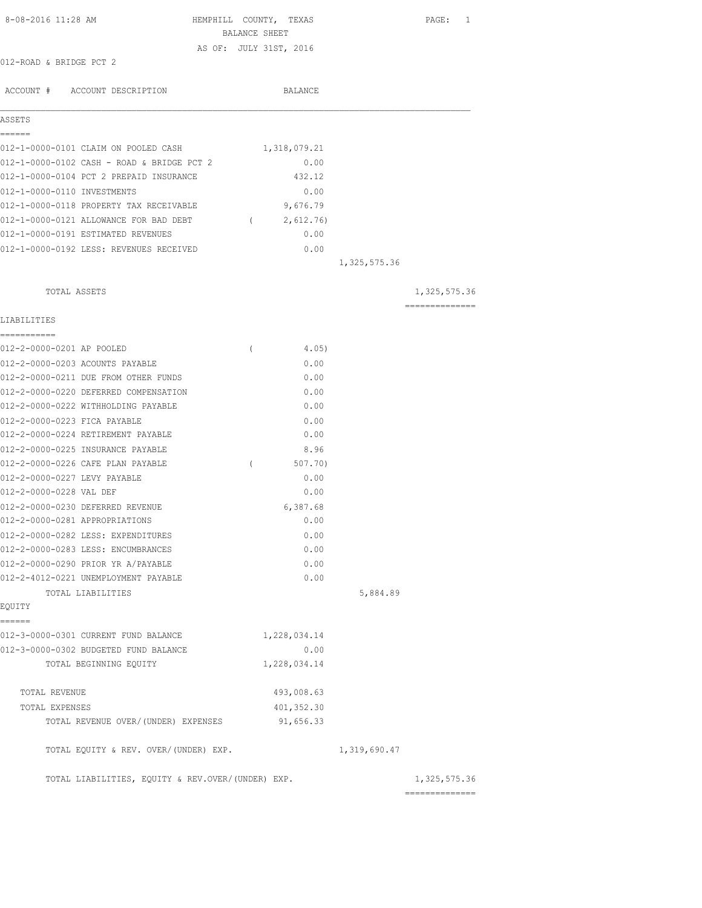8-08-2016 11:28 AM

HEMPHILL COUNTY, TEXAS
BALANCE SHEET
AS OF: JULY 31ST, 2016

012-ROAD & BRIDGE PCT 2

| ACCOUNT # | ACCOUNT DESCRIPTION | BALANCE | | |
|---|---|---|---|---|
| **ASSETS** | | | | |
| 012-1-0000-0101 | CLAIM ON POOLED CASH | 1,318,079.21 | | |
| 012-1-0000-0102 | CASH - ROAD & BRIDGE PCT 2 | 0.00 | | |
| 012-1-0000-0104 | PCT 2 PREPAID INSURANCE | 432.12 | | |
| 012-1-0000-0110 | INVESTMENTS | 0.00 | | |
| 012-1-0000-0118 | PROPERTY TAX RECEIVABLE | 9,676.79 | | |
| 012-1-0000-0121 | ALLOWANCE FOR BAD DEBT | ( 2,612.76) | | |
| 012-1-0000-0191 | ESTIMATED REVENUES | 0.00 | | |
| 012-1-0000-0192 | LESS: REVENUES RECEIVED | 0.00 | | |
| | | | 1,325,575.36 | |
| | TOTAL ASSETS | | | 1,325,575.36 |
| **LIABILITIES** | | | | |
| 012-2-0000-0201 | AP POOLED | ( 4.05) | | |
| 012-2-0000-0203 | ACOUNTS PAYABLE | 0.00 | | |
| 012-2-0000-0211 | DUE FROM OTHER FUNDS | 0.00 | | |
| 012-2-0000-0220 | DEFERRED COMPENSATION | 0.00 | | |
| 012-2-0000-0222 | WITHHOLDING PAYABLE | 0.00 | | |
| 012-2-0000-0223 | FICA PAYABLE | 0.00 | | |
| 012-2-0000-0224 | RETIREMENT PAYABLE | 0.00 | | |
| 012-2-0000-0225 | INSURANCE PAYABLE | 8.96 | | |
| 012-2-0000-0226 | CAFE PLAN PAYABLE | ( 507.70) | | |
| 012-2-0000-0227 | LEVY PAYABLE | 0.00 | | |
| 012-2-0000-0228 | VAL DEF | 0.00 | | |
| 012-2-0000-0230 | DEFERRED REVENUE | 6,387.68 | | |
| 012-2-0000-0281 | APPROPRIATIONS | 0.00 | | |
| 012-2-0000-0282 | LESS: EXPENDITURES | 0.00 | | |
| 012-2-0000-0283 | LESS: ENCUMBRANCES | 0.00 | | |
| 012-2-0000-0290 | PRIOR YR A/PAYABLE | 0.00 | | |
| 012-2-4012-0221 | UNEMPLOYMENT PAYABLE | 0.00 | | |
| | TOTAL LIABILITIES | | 5,884.89 | |
| **EQUITY** | | | | |
| 012-3-0000-0301 | CURRENT FUND BALANCE | 1,228,034.14 | | |
| 012-3-0000-0302 | BUDGETED FUND BALANCE | 0.00 | | |
| | TOTAL BEGINNING EQUITY | 1,228,034.14 | | |
| | TOTAL REVENUE | 493,008.63 | | |
| | TOTAL EXPENSES | 401,352.30 | | |
| | TOTAL REVENUE OVER/(UNDER) EXPENSES | 91,656.33 | | |
| | TOTAL EQUITY & REV. OVER/(UNDER) EXP. | | 1,319,690.47 | |
| | TOTAL LIABILITIES, EQUITY & REV.OVER/(UNDER) EXP. | | | 1,325,575.36 |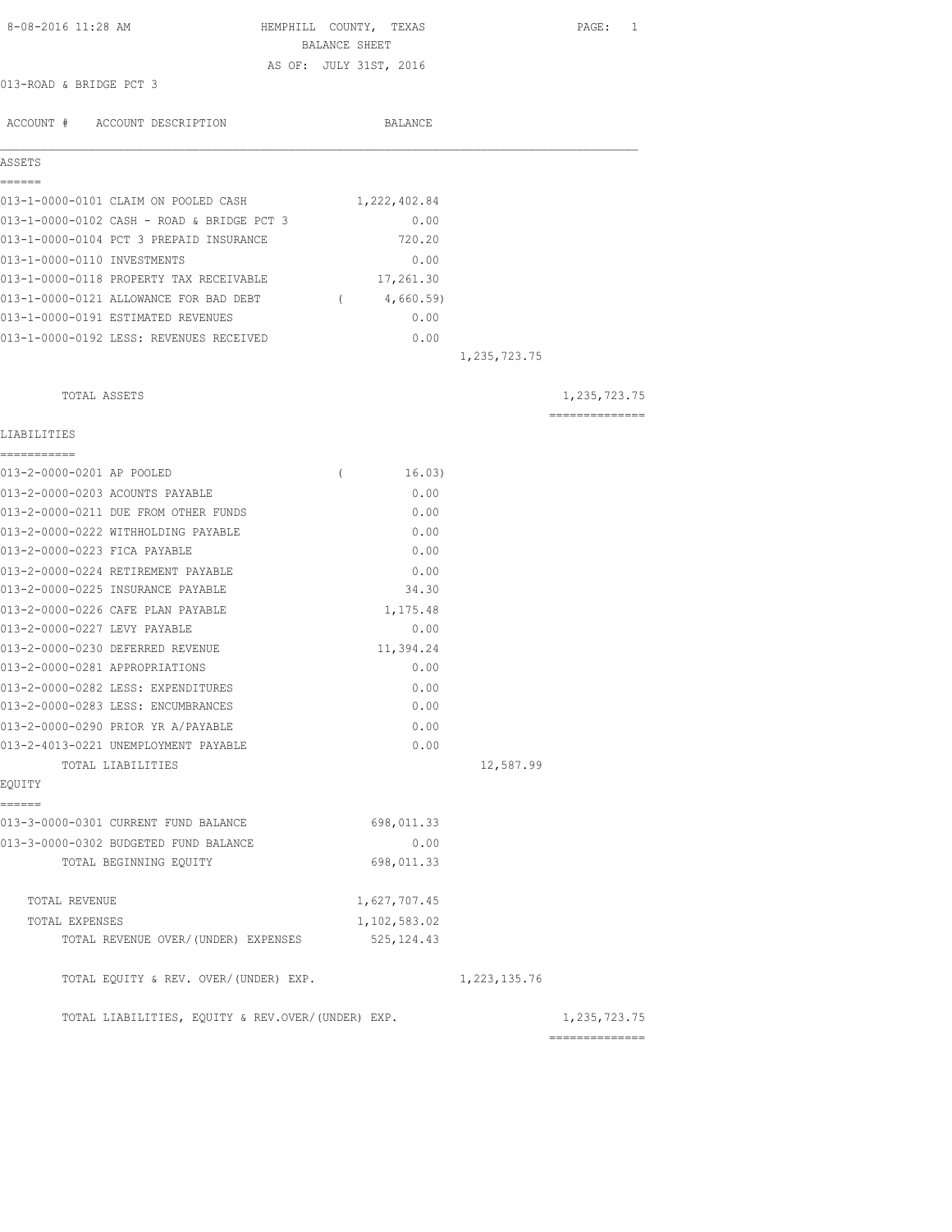8-08-2016 11:28 AM

# HEMPHILL COUNTY, TEXAS

## BALANCE SHEET

AS OF: JULY 31ST, 2016

013-ROAD & BRIDGE PCT 3

| ACCOUNT # | ACCOUNT DESCRIPTION | BALANCE | | |
|---|---|---|---|---|
| **ASSETS** | | | | |
| 013-1-0000-0101 | CLAIM ON POOLED CASH | 1,222,402.84 | | |
| 013-1-0000-0102 | CASH - ROAD & BRIDGE PCT 3 | 0.00 | | |
| 013-1-0000-0104 | PCT 3 PREPAID INSURANCE | 720.20 | | |
| 013-1-0000-0110 | INVESTMENTS | 0.00 | | |
| 013-1-0000-0118 | PROPERTY TAX RECEIVABLE | 17,261.30 | | |
| 013-1-0000-0121 | ALLOWANCE FOR BAD DEBT | ( 4,660.59) | | |
| 013-1-0000-0191 | ESTIMATED REVENUES | 0.00 | | |
| 013-1-0000-0192 | LESS: REVENUES RECEIVED | 0.00 | | |
| | | | 1,235,723.75 | |
| | TOTAL ASSETS | | | 1,235,723.75 |
| **LIABILITIES** | | | | |
| 013-2-0000-0201 | AP POOLED | ( 16.03) | | |
| 013-2-0000-0203 | ACOUNTS PAYABLE | 0.00 | | |
| 013-2-0000-0211 | DUE FROM OTHER FUNDS | 0.00 | | |
| 013-2-0000-0222 | WITHHOLDING PAYABLE | 0.00 | | |
| 013-2-0000-0223 | FICA PAYABLE | 0.00 | | |
| 013-2-0000-0224 | RETIREMENT PAYABLE | 0.00 | | |
| 013-2-0000-0225 | INSURANCE PAYABLE | 34.30 | | |
| 013-2-0000-0226 | CAFE PLAN PAYABLE | 1,175.48 | | |
| 013-2-0000-0227 | LEVY PAYABLE | 0.00 | | |
| 013-2-0000-0230 | DEFERRED REVENUE | 11,394.24 | | |
| 013-2-0000-0281 | APPROPRIATIONS | 0.00 | | |
| 013-2-0000-0282 | LESS: EXPENDITURES | 0.00 | | |
| 013-2-0000-0283 | LESS: ENCUMBRANCES | 0.00 | | |
| 013-2-0000-0290 | PRIOR YR A/PAYABLE | 0.00 | | |
| 013-2-4013-0221 | UNEMPLOYMENT PAYABLE | 0.00 | | |
| | TOTAL LIABILITIES | | 12,587.99 | |
| **EQUITY** | | | | |
| 013-3-0000-0301 | CURRENT FUND BALANCE | 698,011.33 | | |
| 013-3-0000-0302 | BUDGETED FUND BALANCE | 0.00 | | |
| | TOTAL BEGINNING EQUITY | 698,011.33 | | |
| | TOTAL REVENUE | 1,627,707.45 | | |
| | TOTAL EXPENSES | 1,102,583.02 | | |
| | TOTAL REVENUE OVER/(UNDER) EXPENSES | 525,124.43 | | |
| | TOTAL EQUITY & REV. OVER/(UNDER) EXP. | | 1,223,135.76 | |
| | TOTAL LIABILITIES, EQUITY & REV.OVER/(UNDER) EXP. | | | 1,235,723.75 |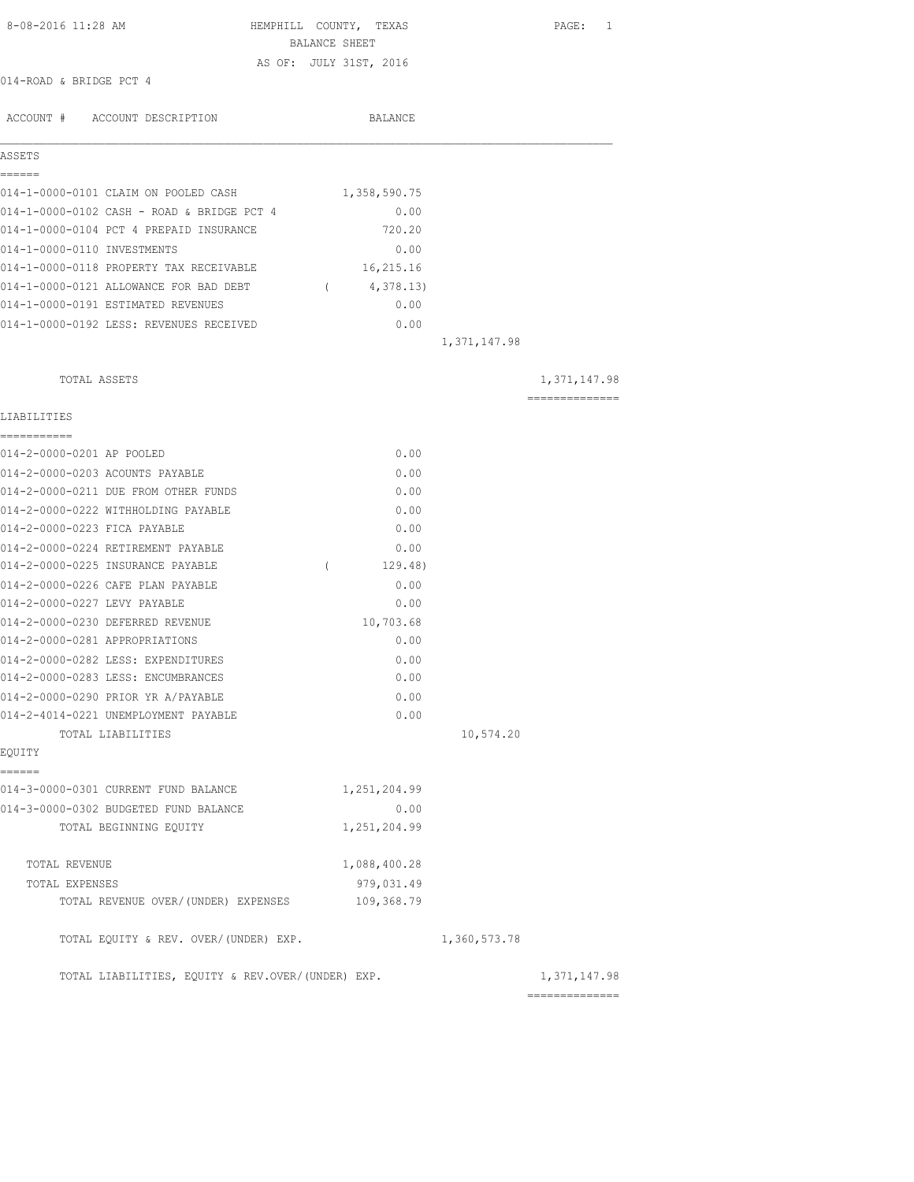8-08-2016 11:28 AM

# HEMPHILL COUNTY, TEXAS

## BALANCE SHEET

AS OF: JULY 31ST, 2016

014-ROAD & BRIDGE PCT 4

| ACCOUNT # | ACCOUNT DESCRIPTION | BALANCE | | |
|---|---|---|---|---|
| **ASSETS** | | | | |
| 014-1-0000-0101 | CLAIM ON POOLED CASH | 1,358,590.75 | | |
| 014-1-0000-0102 | CASH - ROAD & BRIDGE PCT 4 | 0.00 | | |
| 014-1-0000-0104 | PCT 4 PREPAID INSURANCE | 720.20 | | |
| 014-1-0000-0110 | INVESTMENTS | 0.00 | | |
| 014-1-0000-0118 | PROPERTY TAX RECEIVABLE | 16,215.16 | | |
| 014-1-0000-0121 | ALLOWANCE FOR BAD DEBT | ( 4,378.13) | | |
| 014-1-0000-0191 | ESTIMATED REVENUES | 0.00 | | |
| 014-1-0000-0192 | LESS: REVENUES RECEIVED | 0.00 | | |
| | | | 1,371,147.98 | |
| | TOTAL ASSETS | | | 1,371,147.98 |
| **LIABILITIES** | | | | |
| 014-2-0000-0201 | AP POOLED | 0.00 | | |
| 014-2-0000-0203 | ACOUNTS PAYABLE | 0.00 | | |
| 014-2-0000-0211 | DUE FROM OTHER FUNDS | 0.00 | | |
| 014-2-0000-0222 | WITHHOLDING PAYABLE | 0.00 | | |
| 014-2-0000-0223 | FICA PAYABLE | 0.00 | | |
| 014-2-0000-0224 | RETIREMENT PAYABLE | 0.00 | | |
| 014-2-0000-0225 | INSURANCE PAYABLE | ( 129.48) | | |
| 014-2-0000-0226 | CAFE PLAN PAYABLE | 0.00 | | |
| 014-2-0000-0227 | LEVY PAYABLE | 0.00 | | |
| 014-2-0000-0230 | DEFERRED REVENUE | 10,703.68 | | |
| 014-2-0000-0281 | APPROPRIATIONS | 0.00 | | |
| 014-2-0000-0282 | LESS: EXPENDITURES | 0.00 | | |
| 014-2-0000-0283 | LESS: ENCUMBRANCES | 0.00 | | |
| 014-2-0000-0290 | PRIOR YR A/PAYABLE | 0.00 | | |
| 014-2-4014-0221 | UNEMPLOYMENT PAYABLE | 0.00 | | |
| | TOTAL LIABILITIES | | 10,574.20 | |
| **EQUITY** | | | | |
| 014-3-0000-0301 | CURRENT FUND BALANCE | 1,251,204.99 | | |
| 014-3-0000-0302 | BUDGETED FUND BALANCE | 0.00 | | |
| | TOTAL BEGINNING EQUITY | 1,251,204.99 | | |
| | TOTAL REVENUE | 1,088,400.28 | | |
| | TOTAL EXPENSES | 979,031.49 | | |
| | TOTAL REVENUE OVER/(UNDER) EXPENSES | 109,368.79 | | |
| | TOTAL EQUITY & REV. OVER/(UNDER) EXP. | | 1,360,573.78 | |
| | TOTAL LIABILITIES, EQUITY & REV.OVER/(UNDER) EXP. | | | 1,371,147.98 |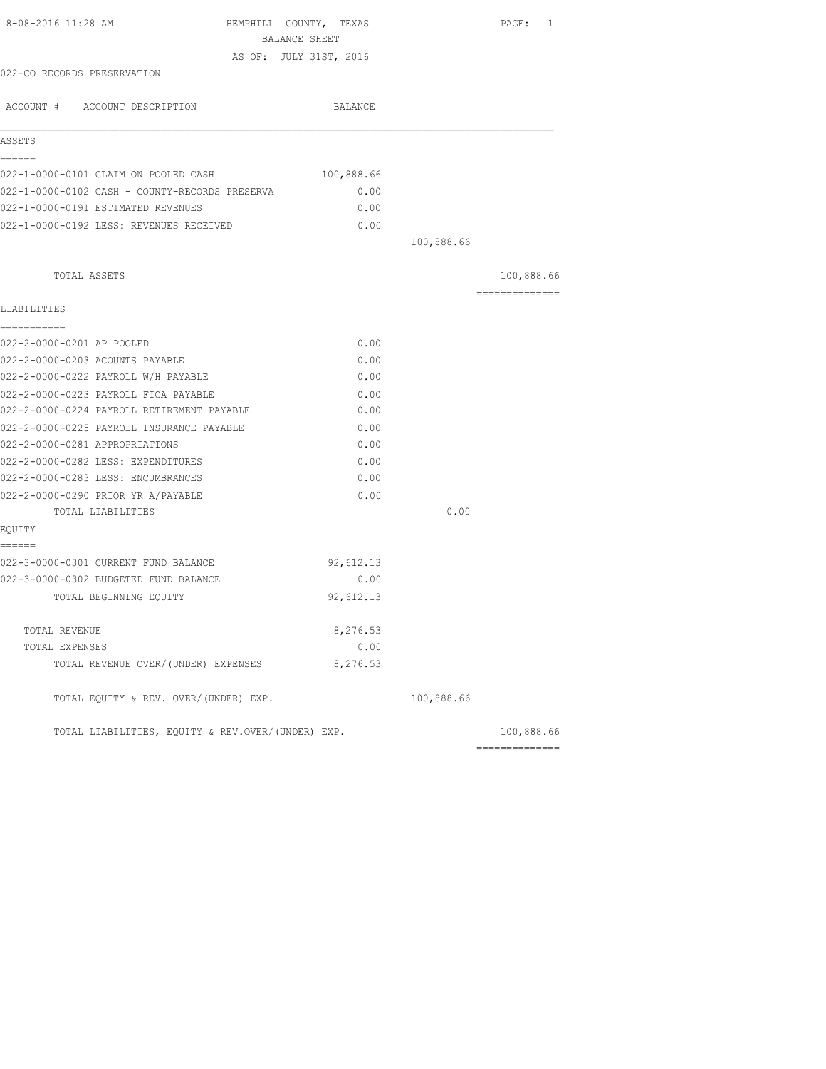8-08-2016 11:28 AM

# HEMPHILL COUNTY, TEXAS
## BALANCE SHEET
AS OF: JULY 31ST, 2016

022-CO RECORDS PRESERVATION

| ACCOUNT # ACCOUNT DESCRIPTION | BALANCE | | |
|---|---|---|---|
| **ASSETS** | | | |
| 022-1-0000-0101 CLAIM ON POOLED CASH | 100,888.66 | | |
| 022-1-0000-0102 CASH - COUNTY-RECORDS PRESERVA | 0.00 | | |
| 022-1-0000-0191 ESTIMATED REVENUES | 0.00 | | |
| 022-1-0000-0192 LESS: REVENUES RECEIVED | 0.00 | | |
| | | 100,888.66 | |
| TOTAL ASSETS | | | 100,888.66 |
| **LIABILITIES** | | | |
| 022-2-0000-0201 AP POOLED | 0.00 | | |
| 022-2-0000-0203 ACOUNTS PAYABLE | 0.00 | | |
| 022-2-0000-0222 PAYROLL W/H PAYABLE | 0.00 | | |
| 022-2-0000-0223 PAYROLL FICA PAYABLE | 0.00 | | |
| 022-2-0000-0224 PAYROLL RETIREMENT PAYABLE | 0.00 | | |
| 022-2-0000-0225 PAYROLL INSURANCE PAYABLE | 0.00 | | |
| 022-2-0000-0281 APPROPRIATIONS | 0.00 | | |
| 022-2-0000-0282 LESS: EXPENDITURES | 0.00 | | |
| 022-2-0000-0283 LESS: ENCUMBRANCES | 0.00 | | |
| 022-2-0000-0290 PRIOR YR A/PAYABLE | 0.00 | | |
| TOTAL LIABILITIES | | 0.00 | |
| **EQUITY** | | | |
| 022-3-0000-0301 CURRENT FUND BALANCE | 92,612.13 | | |
| 022-3-0000-0302 BUDGETED FUND BALANCE | 0.00 | | |
| TOTAL BEGINNING EQUITY | 92,612.13 | | |
| TOTAL REVENUE | 8,276.53 | | |
| TOTAL EXPENSES | 0.00 | | |
| TOTAL REVENUE OVER/(UNDER) EXPENSES | 8,276.53 | | |
| TOTAL EQUITY & REV. OVER/(UNDER) EXP. | | 100,888.66 | |
| TOTAL LIABILITIES, EQUITY & REV.OVER/(UNDER) EXP. | | | 100,888.66 |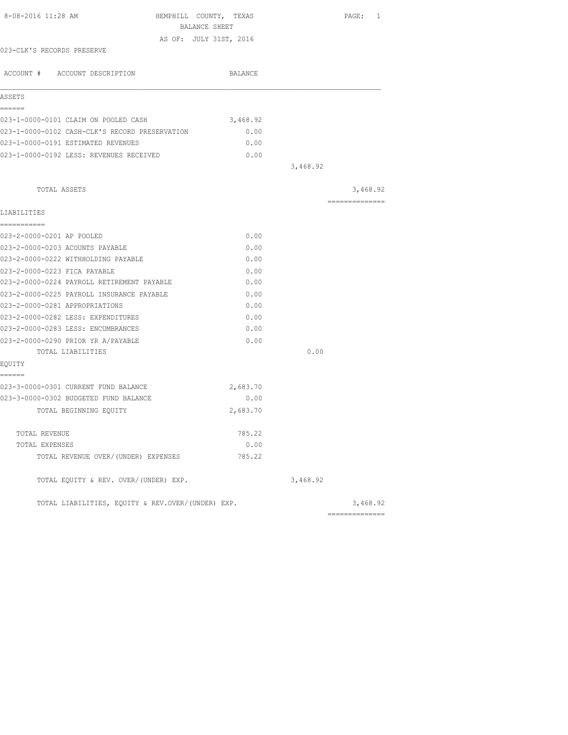8-08-2016 11:28 AM HEMPHILL COUNTY, TEXAS

BALANCE SHEET

AS OF: JULY 31ST, 2016

023-CLK'S RECORDS PRESERVE

| ACCOUNT # ACCOUNT DESCRIPTION | BALANCE | | |
|---|---|---|---|
| **ASSETS** | | | |
| 023-1-0000-0101 CLAIM ON POOLED CASH | 3,468.92 | | |
| 023-1-0000-0102 CASH-CLK'S RECORD PRESERVATION | 0.00 | | |
| 023-1-0000-0191 ESTIMATED REVENUES | 0.00 | | |
| 023-1-0000-0192 LESS: REVENUES RECEIVED | 0.00 | | |
| | | 3,468.92 | |
| TOTAL ASSETS | | | 3,468.92 |
| **LIABILITIES** | | | |
| 023-2-0000-0201 AP POOLED | 0.00 | | |
| 023-2-0000-0203 ACOUNTS PAYABLE | 0.00 | | |
| 023-2-0000-0222 WITHHOLDING PAYABLE | 0.00 | | |
| 023-2-0000-0223 FICA PAYABLE | 0.00 | | |
| 023-2-0000-0224 PAYROLL RETIREMENT PAYABLE | 0.00 | | |
| 023-2-0000-0225 PAYROLL INSURANCE PAYABLE | 0.00 | | |
| 023-2-0000-0281 APPROPRIATIONS | 0.00 | | |
| 023-2-0000-0282 LESS: EXPENDITURES | 0.00 | | |
| 023-2-0000-0283 LESS: ENCUMBRANCES | 0.00 | | |
| 023-2-0000-0290 PRIOR YR A/PAYABLE | 0.00 | | |
| TOTAL LIABILITIES | | 0.00 | |
| **EQUITY** | | | |
| 023-3-0000-0301 CURRENT FUND BALANCE | 2,683.70 | | |
| 023-3-0000-0302 BUDGETED FUND BALANCE | 0.00 | | |
| TOTAL BEGINNING EQUITY | 2,683.70 | | |
| TOTAL REVENUE | 785.22 | | |
| TOTAL EXPENSES | 0.00 | | |
| TOTAL REVENUE OVER/(UNDER) EXPENSES | 785.22 | | |
| TOTAL EQUITY & REV. OVER/(UNDER) EXP. | | 3,468.92 | |
| TOTAL LIABILITIES, EQUITY & REV.OVER/(UNDER) EXP. | | | 3,468.92 |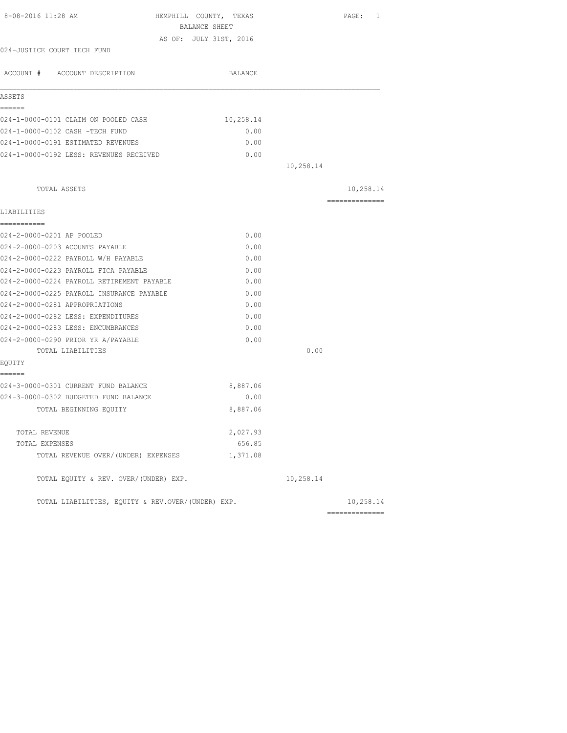HEMPHILL COUNTY, TEXAS
BALANCE SHEET
AS OF: JULY 31ST, 2016

024-JUSTICE COURT TECH FUND

| ACCOUNT # ACCOUNT DESCRIPTION | BALANCE | | |
|---|---|---|---|
| **ASSETS** | | | |
| 024-1-0000-0101 CLAIM ON POOLED CASH | 10,258.14 | | |
| 024-1-0000-0102 CASH -TECH FUND | 0.00 | | |
| 024-1-0000-0191 ESTIMATED REVENUES | 0.00 | | |
| 024-1-0000-0192 LESS: REVENUES RECEIVED | 0.00 | | |
| | | 10,258.14 | |
| TOTAL ASSETS | | | 10,258.14 |
| **LIABILITIES** | | | |
| 024-2-0000-0201 AP POOLED | 0.00 | | |
| 024-2-0000-0203 ACOUNTS PAYABLE | 0.00 | | |
| 024-2-0000-0222 PAYROLL W/H PAYABLE | 0.00 | | |
| 024-2-0000-0223 PAYROLL FICA PAYABLE | 0.00 | | |
| 024-2-0000-0224 PAYROLL RETIREMENT PAYABLE | 0.00 | | |
| 024-2-0000-0225 PAYROLL INSURANCE PAYABLE | 0.00 | | |
| 024-2-0000-0281 APPROPRIATIONS | 0.00 | | |
| 024-2-0000-0282 LESS: EXPENDITURES | 0.00 | | |
| 024-2-0000-0283 LESS: ENCUMBRANCES | 0.00 | | |
| 024-2-0000-0290 PRIOR YR A/PAYABLE | 0.00 | | |
| TOTAL LIABILITIES | | 0.00 | |
| **EQUITY** | | | |
| 024-3-0000-0301 CURRENT FUND BALANCE | 8,887.06 | | |
| 024-3-0000-0302 BUDGETED FUND BALANCE | 0.00 | | |
| TOTAL BEGINNING EQUITY | 8,887.06 | | |
| TOTAL REVENUE | 2,027.93 | | |
| TOTAL EXPENSES | 656.85 | | |
| TOTAL REVENUE OVER/(UNDER) EXPENSES | 1,371.08 | | |
| TOTAL EQUITY & REV. OVER/(UNDER) EXP. | | 10,258.14 | |
| TOTAL LIABILITIES, EQUITY & REV.OVER/(UNDER) EXP. | | | 10,258.14 |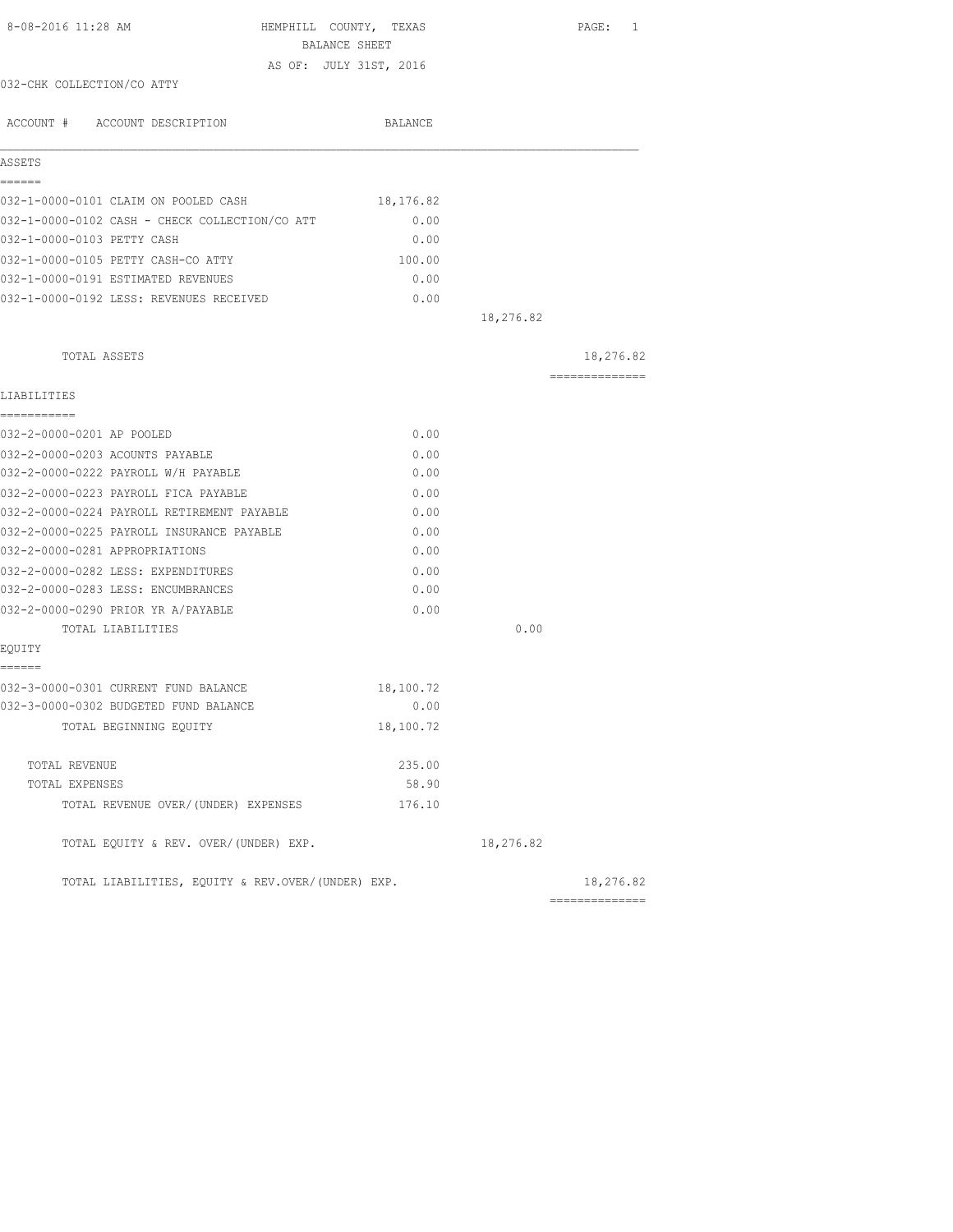8-08-2016 11:28 AM

# HEMPHILL COUNTY, TEXAS
## BALANCE SHEET
AS OF: JULY 31ST, 2016

032-CHK COLLECTION/CO ATTY

| ACCOUNT # ACCOUNT DESCRIPTION | BALANCE | | |
|---|---|---|---|
| **ASSETS** | | | |
| 032-1-0000-0101 CLAIM ON POOLED CASH | 18,176.82 | | |
| 032-1-0000-0102 CASH - CHECK COLLECTION/CO ATT | 0.00 | | |
| 032-1-0000-0103 PETTY CASH | 0.00 | | |
| 032-1-0000-0105 PETTY CASH-CO ATTY | 100.00 | | |
| 032-1-0000-0191 ESTIMATED REVENUES | 0.00 | | |
| 032-1-0000-0192 LESS: REVENUES RECEIVED | 0.00 | | |
| | | 18,276.82 | |
| TOTAL ASSETS | | | 18,276.82 |
| **LIABILITIES** | | | |
| 032-2-0000-0201 AP POOLED | 0.00 | | |
| 032-2-0000-0203 ACOUNTS PAYABLE | 0.00 | | |
| 032-2-0000-0222 PAYROLL W/H PAYABLE | 0.00 | | |
| 032-2-0000-0223 PAYROLL FICA PAYABLE | 0.00 | | |
| 032-2-0000-0224 PAYROLL RETIREMENT PAYABLE | 0.00 | | |
| 032-2-0000-0225 PAYROLL INSURANCE PAYABLE | 0.00 | | |
| 032-2-0000-0281 APPROPRIATIONS | 0.00 | | |
| 032-2-0000-0282 LESS: EXPENDITURES | 0.00 | | |
| 032-2-0000-0283 LESS: ENCUMBRANCES | 0.00 | | |
| 032-2-0000-0290 PRIOR YR A/PAYABLE | 0.00 | | |
| TOTAL LIABILITIES | | 0.00 | |
| **EQUITY** | | | |
| 032-3-0000-0301 CURRENT FUND BALANCE | 18,100.72 | | |
| 032-3-0000-0302 BUDGETED FUND BALANCE | 0.00 | | |
| TOTAL BEGINNING EQUITY | 18,100.72 | | |
| TOTAL REVENUE | 235.00 | | |
| TOTAL EXPENSES | 58.90 | | |
| TOTAL REVENUE OVER/(UNDER) EXPENSES | 176.10 | | |
| TOTAL EQUITY & REV. OVER/(UNDER) EXP. | | 18,276.82 | |
| TOTAL LIABILITIES, EQUITY & REV.OVER/(UNDER) EXP. | | | 18,276.82 |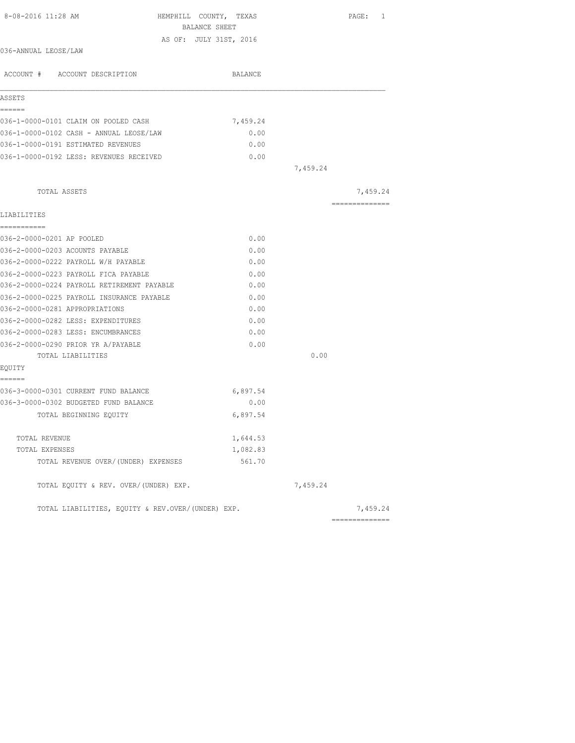8-08-2016 11:28 AM

HEMPHILL COUNTY, TEXAS
BALANCE SHEET
AS OF: JULY 31ST, 2016

036-ANNUAL LEOSE/LAW

| ACCOUNT # ACCOUNT DESCRIPTION | BALANCE | | |
|---|---|---|---|
| **ASSETS** | | | |
| 036-1-0000-0101 CLAIM ON POOLED CASH | 7,459.24 | | |
| 036-1-0000-0102 CASH - ANNUAL LEOSE/LAW | 0.00 | | |
| 036-1-0000-0191 ESTIMATED REVENUES | 0.00 | | |
| 036-1-0000-0192 LESS: REVENUES RECEIVED | 0.00 | | |
| | | 7,459.24 | |
| TOTAL ASSETS | | | 7,459.24 |
| **LIABILITIES** | | | |
| 036-2-0000-0201 AP POOLED | 0.00 | | |
| 036-2-0000-0203 ACOUNTS PAYABLE | 0.00 | | |
| 036-2-0000-0222 PAYROLL W/H PAYABLE | 0.00 | | |
| 036-2-0000-0223 PAYROLL FICA PAYABLE | 0.00 | | |
| 036-2-0000-0224 PAYROLL RETIREMENT PAYABLE | 0.00 | | |
| 036-2-0000-0225 PAYROLL INSURANCE PAYABLE | 0.00 | | |
| 036-2-0000-0281 APPROPRIATIONS | 0.00 | | |
| 036-2-0000-0282 LESS: EXPENDITURES | 0.00 | | |
| 036-2-0000-0283 LESS: ENCUMBRANCES | 0.00 | | |
| 036-2-0000-0290 PRIOR YR A/PAYABLE | 0.00 | | |
| TOTAL LIABILITIES | | 0.00 | |
| **EQUITY** | | | |
| 036-3-0000-0301 CURRENT FUND BALANCE | 6,897.54 | | |
| 036-3-0000-0302 BUDGETED FUND BALANCE | 0.00 | | |
| TOTAL BEGINNING EQUITY | 6,897.54 | | |
| TOTAL REVENUE | 1,644.53 | | |
| TOTAL EXPENSES | 1,082.83 | | |
| TOTAL REVENUE OVER/(UNDER) EXPENSES | 561.70 | | |
| TOTAL EQUITY & REV. OVER/(UNDER) EXP. | | 7,459.24 | |
| TOTAL LIABILITIES, EQUITY & REV.OVER/(UNDER) EXP. | | | 7,459.24 |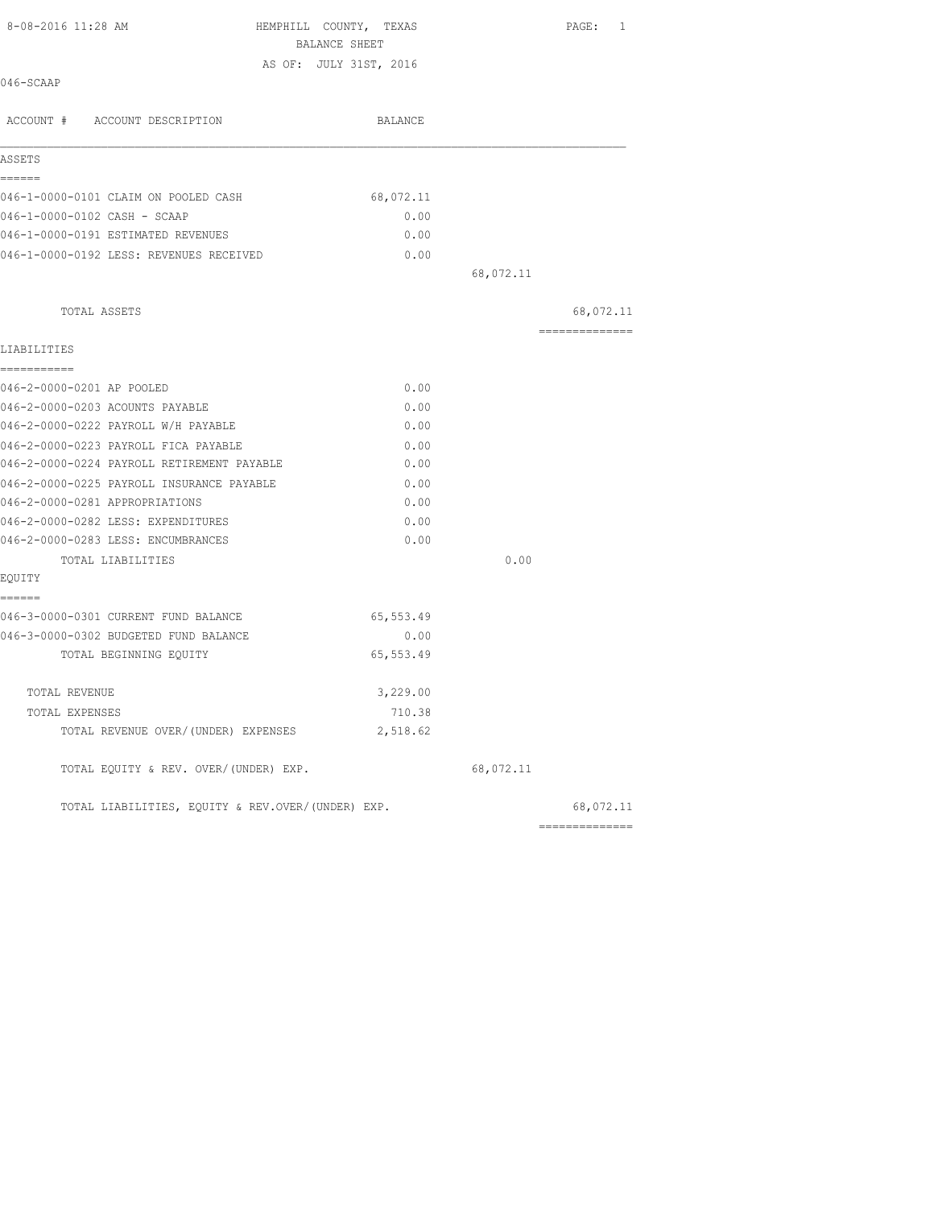8-08-2016 11:28 AM HEMPHILL COUNTY, TEXAS

BALANCE SHEET

AS OF: JULY 31ST, 2016

046-SCAAP

| ACCOUNT # ACCOUNT DESCRIPTION | BALANCE | | |
|---|---|---|---|
| **ASSETS** | | | |
| 046-1-0000-0101 CLAIM ON POOLED CASH | 68,072.11 | | |
| 046-1-0000-0102 CASH - SCAAP | 0.00 | | |
| 046-1-0000-0191 ESTIMATED REVENUES | 0.00 | | |
| 046-1-0000-0192 LESS: REVENUES RECEIVED | 0.00 | | |
| | | 68,072.11 | |
| TOTAL ASSETS | | | 68,072.11 |
| **LIABILITIES** | | | |
| 046-2-0000-0201 AP POOLED | 0.00 | | |
| 046-2-0000-0203 ACOUNTS PAYABLE | 0.00 | | |
| 046-2-0000-0222 PAYROLL W/H PAYABLE | 0.00 | | |
| 046-2-0000-0223 PAYROLL FICA PAYABLE | 0.00 | | |
| 046-2-0000-0224 PAYROLL RETIREMENT PAYABLE | 0.00 | | |
| 046-2-0000-0225 PAYROLL INSURANCE PAYABLE | 0.00 | | |
| 046-2-0000-0281 APPROPRIATIONS | 0.00 | | |
| 046-2-0000-0282 LESS: EXPENDITURES | 0.00 | | |
| 046-2-0000-0283 LESS: ENCUMBRANCES | 0.00 | | |
| TOTAL LIABILITIES | | 0.00 | |
| **EQUITY** | | | |
| 046-3-0000-0301 CURRENT FUND BALANCE | 65,553.49 | | |
| 046-3-0000-0302 BUDGETED FUND BALANCE | 0.00 | | |
| TOTAL BEGINNING EQUITY | 65,553.49 | | |
| TOTAL REVENUE | 3,229.00 | | |
| TOTAL EXPENSES | 710.38 | | |
| TOTAL REVENUE OVER/(UNDER) EXPENSES | 2,518.62 | | |
| TOTAL EQUITY & REV. OVER/(UNDER) EXP. | | 68,072.11 | |
| TOTAL LIABILITIES, EQUITY & REV.OVER/(UNDER) EXP. | | | 68,072.11 |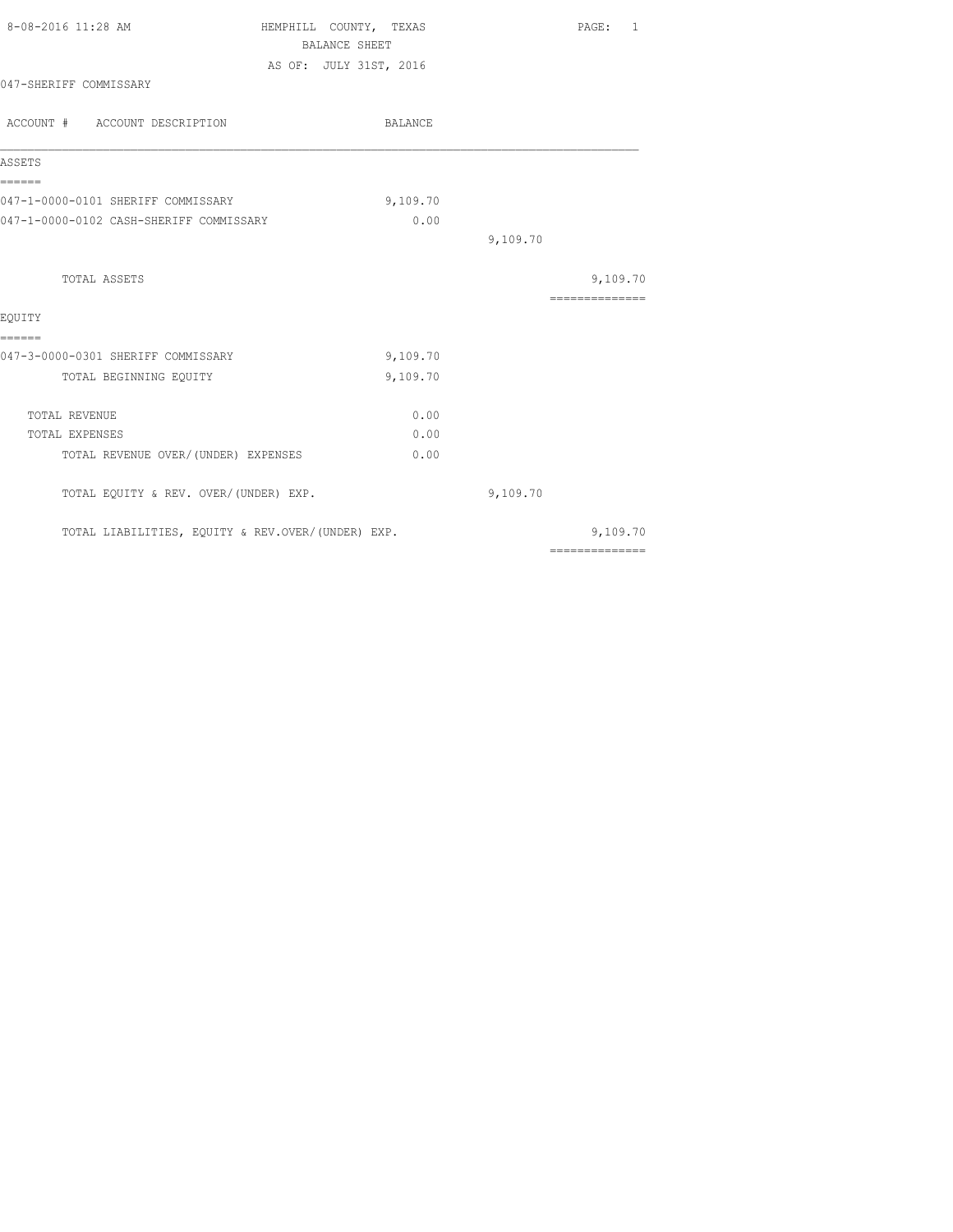HEMPHILL COUNTY, TEXAS
BALANCE SHEET
AS OF: JULY 31ST, 2016

8-08-2016 11:28 AM

047-SHERIFF COMMISSARY

| ACCOUNT # ACCOUNT DESCRIPTION | BALANCE | | |
|---|---|---|---|
| **ASSETS** | | | |
| 047-1-0000-0101 SHERIFF COMMISSARY | 9,109.70 | | |
| 047-1-0000-0102 CASH-SHERIFF COMMISSARY | 0.00 | | |
| | | 9,109.70 | |
| TOTAL ASSETS | | | 9,109.70 |
| **EQUITY** | | | |
| 047-3-0000-0301 SHERIFF COMMISSARY | 9,109.70 | | |
| TOTAL BEGINNING EQUITY | 9,109.70 | | |
| TOTAL REVENUE | 0.00 | | |
| TOTAL EXPENSES | 0.00 | | |
| TOTAL REVENUE OVER/(UNDER) EXPENSES | 0.00 | | |
| TOTAL EQUITY & REV. OVER/(UNDER) EXP. | | 9,109.70 | |
| TOTAL LIABILITIES, EQUITY & REV.OVER/(UNDER) EXP. | | | 9,109.70 |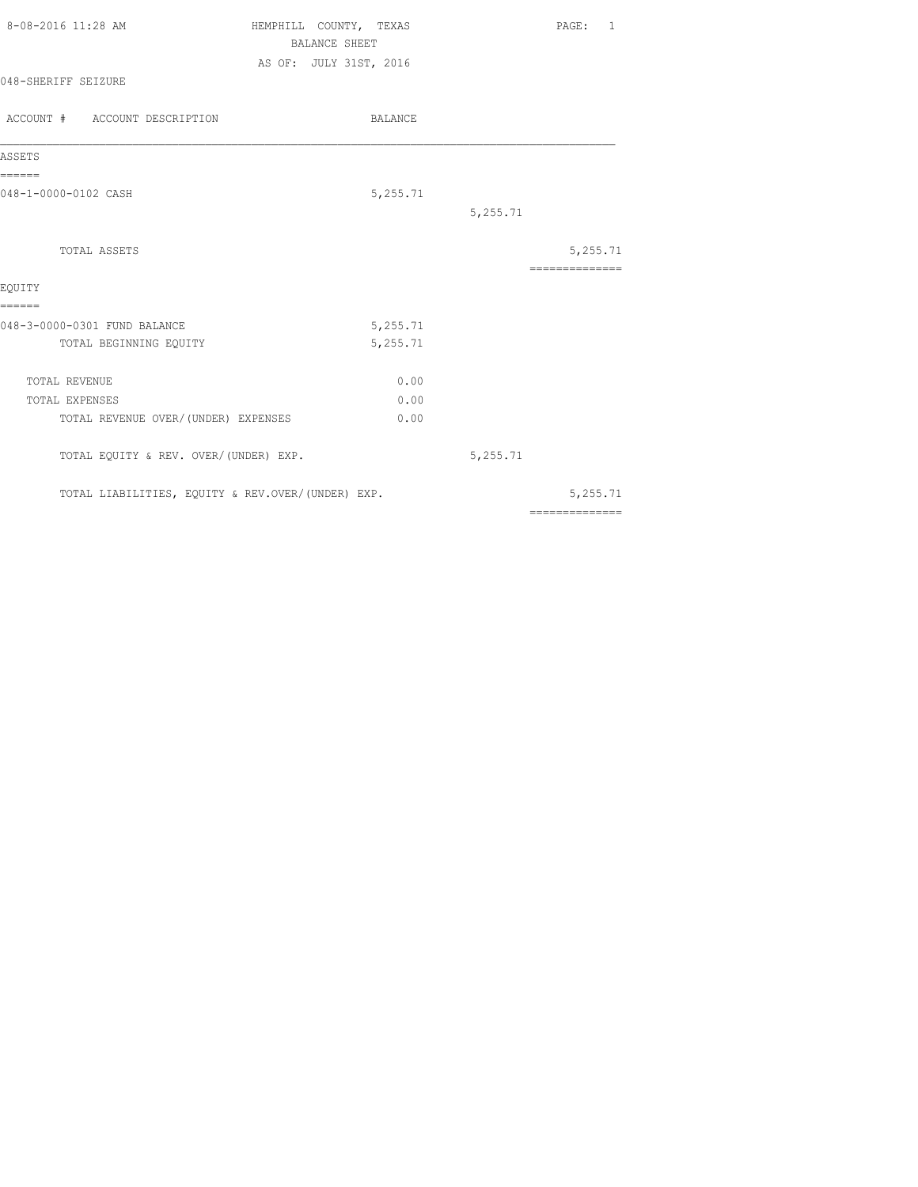8-08-2016 11:28 AM

# HEMPHILL COUNTY, TEXAS

## BALANCE SHEET

AS OF: JULY 31ST, 2016

048-SHERIFF SEIZURE

| ACCOUNT # ACCOUNT DESCRIPTION | BALANCE | | |
|---|---|---|---|
| **ASSETS** | | | |
| 048-1-0000-0102 CASH | 5,255.71 | | |
| | | 5,255.71 | |
| TOTAL ASSETS | | | 5,255.71 |
| **EQUITY** | | | |
| 048-3-0000-0301 FUND BALANCE | 5,255.71 | | |
| TOTAL BEGINNING EQUITY | 5,255.71 | | |
| TOTAL REVENUE | 0.00 | | |
| TOTAL EXPENSES | 0.00 | | |
| TOTAL REVENUE OVER/(UNDER) EXPENSES | 0.00 | | |
| TOTAL EQUITY & REV. OVER/(UNDER) EXP. | | 5,255.71 | |
| TOTAL LIABILITIES, EQUITY & REV.OVER/(UNDER) EXP. | | | 5,255.71 |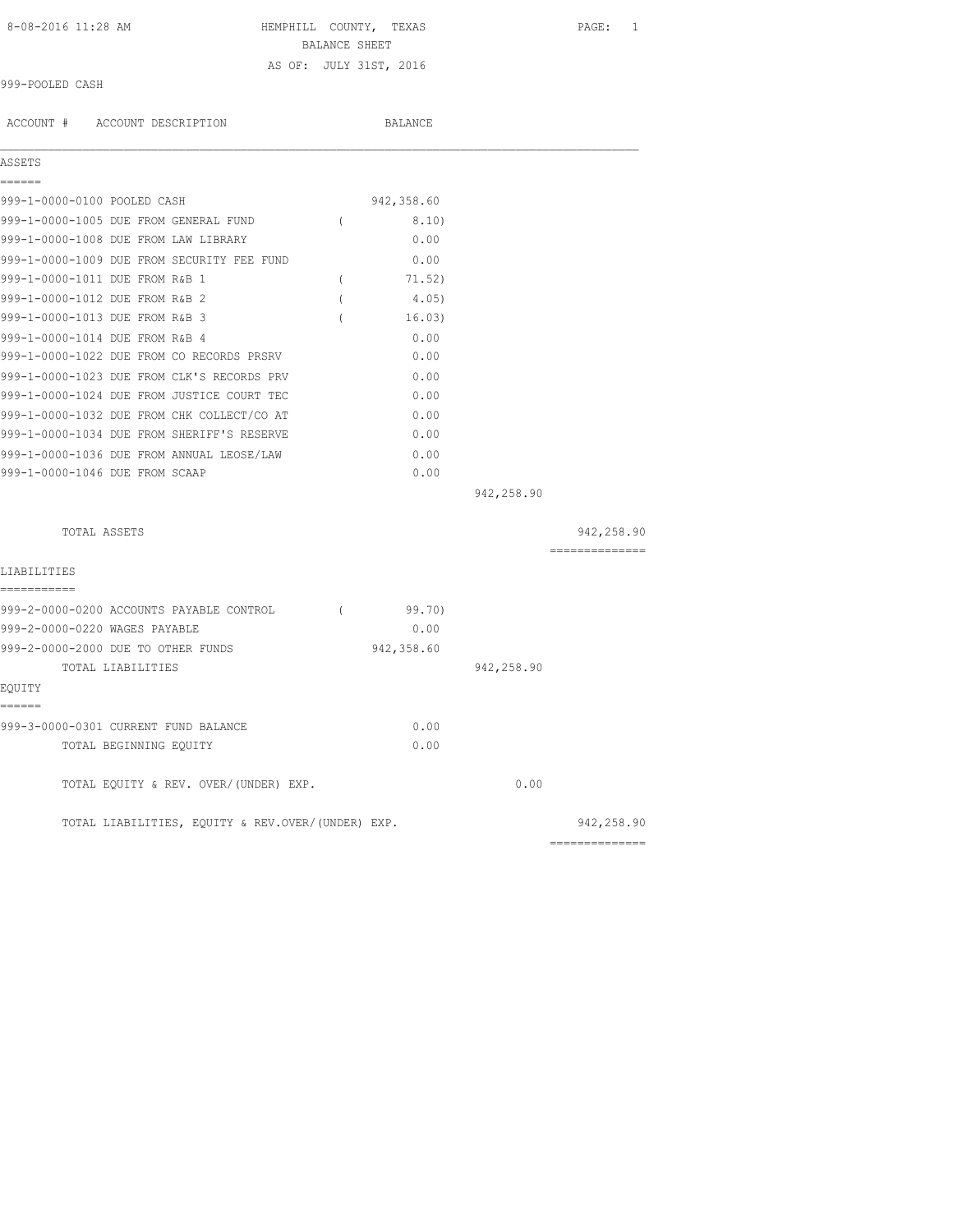8-08-2016 11:28 AM HEMPHILL COUNTY, TEXAS

BALANCE SHEET

AS OF: JULY 31ST, 2016

999-POOLED CASH

| ACCOUNT # ACCOUNT DESCRIPTION | BALANCE | | |
|---|---|---|---|
| **ASSETS** | | | |
| 999-1-0000-0100 POOLED CASH | 942,358.60 | | |
| 999-1-0000-1005 DUE FROM GENERAL FUND | ( 8.10) | | |
| 999-1-0000-1008 DUE FROM LAW LIBRARY | 0.00 | | |
| 999-1-0000-1009 DUE FROM SECURITY FEE FUND | 0.00 | | |
| 999-1-0000-1011 DUE FROM R&B 1 | ( 71.52) | | |
| 999-1-0000-1012 DUE FROM R&B 2 | ( 4.05) | | |
| 999-1-0000-1013 DUE FROM R&B 3 | ( 16.03) | | |
| 999-1-0000-1014 DUE FROM R&B 4 | 0.00 | | |
| 999-1-0000-1022 DUE FROM CO RECORDS PRSRV | 0.00 | | |
| 999-1-0000-1023 DUE FROM CLK'S RECORDS PRV | 0.00 | | |
| 999-1-0000-1024 DUE FROM JUSTICE COURT TEC | 0.00 | | |
| 999-1-0000-1032 DUE FROM CHK COLLECT/CO AT | 0.00 | | |
| 999-1-0000-1034 DUE FROM SHERIFF'S RESERVE | 0.00 | | |
| 999-1-0000-1036 DUE FROM ANNUAL LEOSE/LAW | 0.00 | | |
| 999-1-0000-1046 DUE FROM SCAAP | 0.00 | | |
| | | 942,258.90 | |
| TOTAL ASSETS | | | 942,258.90 |
| **LIABILITIES** | | | |
| 999-2-0000-0200 ACCOUNTS PAYABLE CONTROL | ( 99.70) | | |
| 999-2-0000-0220 WAGES PAYABLE | 0.00 | | |
| 999-2-0000-2000 DUE TO OTHER FUNDS | 942,358.60 | | |
| TOTAL LIABILITIES | | 942,258.90 | |
| **EQUITY** | | | |
| 999-3-0000-0301 CURRENT FUND BALANCE | 0.00 | | |
| TOTAL BEGINNING EQUITY | 0.00 | | |
| TOTAL EQUITY & REV. OVER/(UNDER) EXP. | | 0.00 | |
| TOTAL LIABILITIES, EQUITY & REV.OVER/(UNDER) EXP. | | | 942,258.90 |